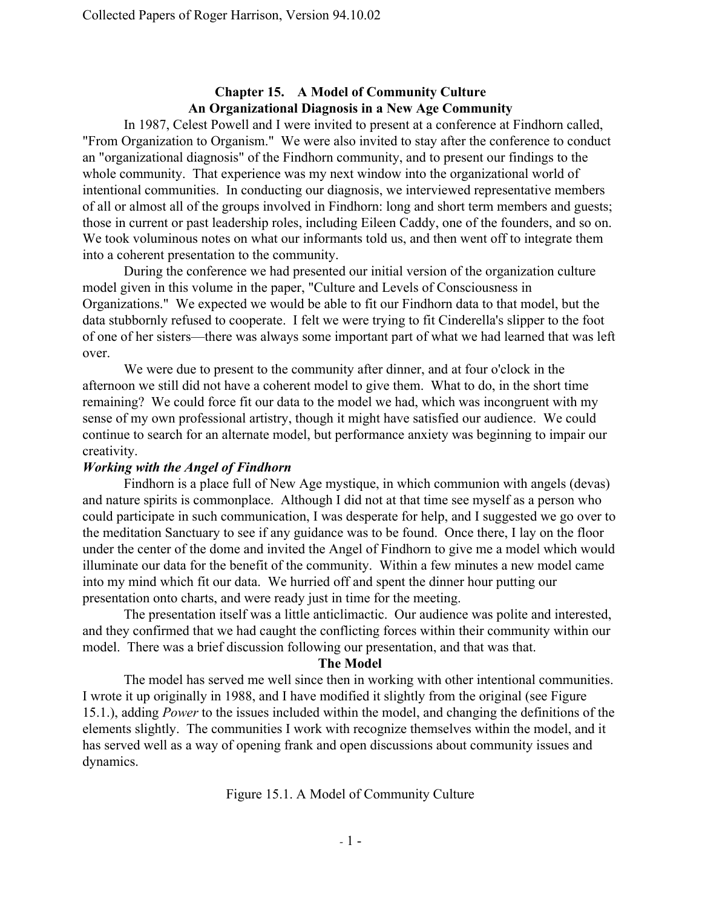## Chapter 15. A Model of Community Culture
## An Organizational Diagnosis in a New Age Community

In 1987, Celest Powell and I were invited to present at a conference at Findhorn called, "From Organization to Organism." We were also invited to stay after the conference to conduct an "organizational diagnosis" of the Findhorn community, and to present our findings to the whole community. That experience was my next window into the organizational world of intentional communities. In conducting our diagnosis, we interviewed representative members of all or almost all of the groups involved in Findhorn: long and short term members and guests; those in current or past leadership roles, including Eileen Caddy, one of the founders, and so on. We took voluminous notes on what our informants told us, and then went off to integrate them into a coherent presentation to the community.

During the conference we had presented our initial version of the organization culture model given in this volume in the paper, "Culture and Levels of Consciousness in Organizations." We expected we would be able to fit our Findhorn data to that model, but the data stubbornly refused to cooperate. I felt we were trying to fit Cinderella's slipper to the foot of one of her sisters—there was always some important part of what we had learned that was left over.

We were due to present to the community after dinner, and at four o'clock in the afternoon we still did not have a coherent model to give them. What to do, in the short time remaining? We could force fit our data to the model we had, which was incongruent with my sense of my own professional artistry, though it might have satisfied our audience. We could continue to search for an alternate model, but performance anxiety was beginning to impair our creativity.

### *Working with the Angel of Findhorn*

Findhorn is a place full of New Age mystique, in which communion with angels (devas) and nature spirits is commonplace. Although I did not at that time see myself as a person who could participate in such communication, I was desperate for help, and I suggested we go over to the meditation Sanctuary to see if any guidance was to be found. Once there, I lay on the floor under the center of the dome and invited the Angel of Findhorn to give me a model which would illuminate our data for the benefit of the community. Within a few minutes a new model came into my mind which fit our data. We hurried off and spent the dinner hour putting our presentation onto charts, and were ready just in time for the meeting.

The presentation itself was a little anticlimactic. Our audience was polite and interested, and they confirmed that we had caught the conflicting forces within their community within our model. There was a brief discussion following our presentation, and that was that.

### The Model

The model has served me well since then in working with other intentional communities. I wrote it up originally in 1988, and I have modified it slightly from the original (see Figure 15.1.), adding *Power* to the issues included within the model, and changing the definitions of the elements slightly. The communities I work with recognize themselves within the model, and it has served well as a way of opening frank and open discussions about community issues and dynamics.

Figure 15.1. A Model of Community Culture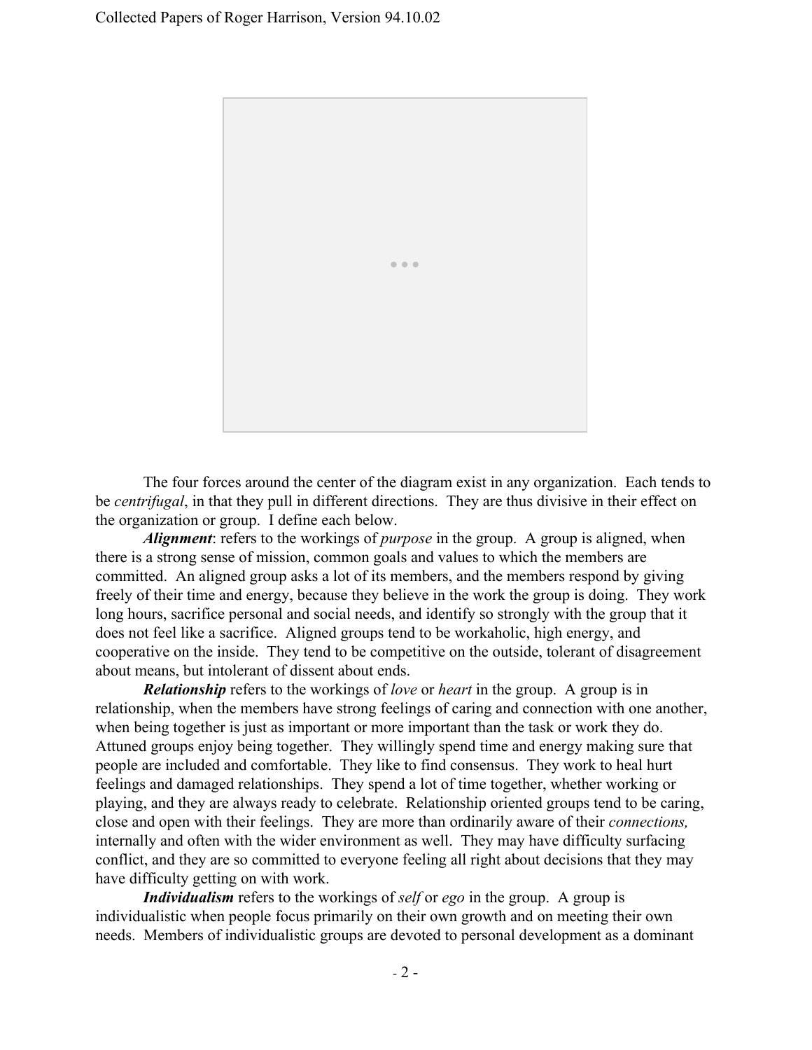The four forces around the center of the diagram exist in any organization. Each tends to be *centrifugal*, in that they pull in different directions. They are thus divisive in their effect on the organization or group. I define each below.

***Alignment***: refers to the workings of *purpose* in the group. A group is aligned, when there is a strong sense of mission, common goals and values to which the members are committed. An aligned group asks a lot of its members, and the members respond by giving freely of their time and energy, because they believe in the work the group is doing. They work long hours, sacrifice personal and social needs, and identify so strongly with the group that it does not feel like a sacrifice. Aligned groups tend to be workaholic, high energy, and cooperative on the inside. They tend to be competitive on the outside, tolerant of disagreement about means, but intolerant of dissent about ends.

***Relationship*** refers to the workings of *love* or *heart* in the group. A group is in relationship, when the members have strong feelings of caring and connection with one another, when being together is just as important or more important than the task or work they do. Attuned groups enjoy being together. They willingly spend time and energy making sure that people are included and comfortable. They like to find consensus. They work to heal hurt feelings and damaged relationships. They spend a lot of time together, whether working or playing, and they are always ready to celebrate. Relationship oriented groups tend to be caring, close and open with their feelings. They are more than ordinarily aware of their *connections,* internally and often with the wider environment as well. They may have difficulty surfacing conflict, and they are so committed to everyone feeling all right about decisions that they may have difficulty getting on with work.

***Individualism*** refers to the workings of *self* or *ego* in the group. A group is individualistic when people focus primarily on their own growth and on meeting their own needs. Members of individualistic groups are devoted to personal development as a dominant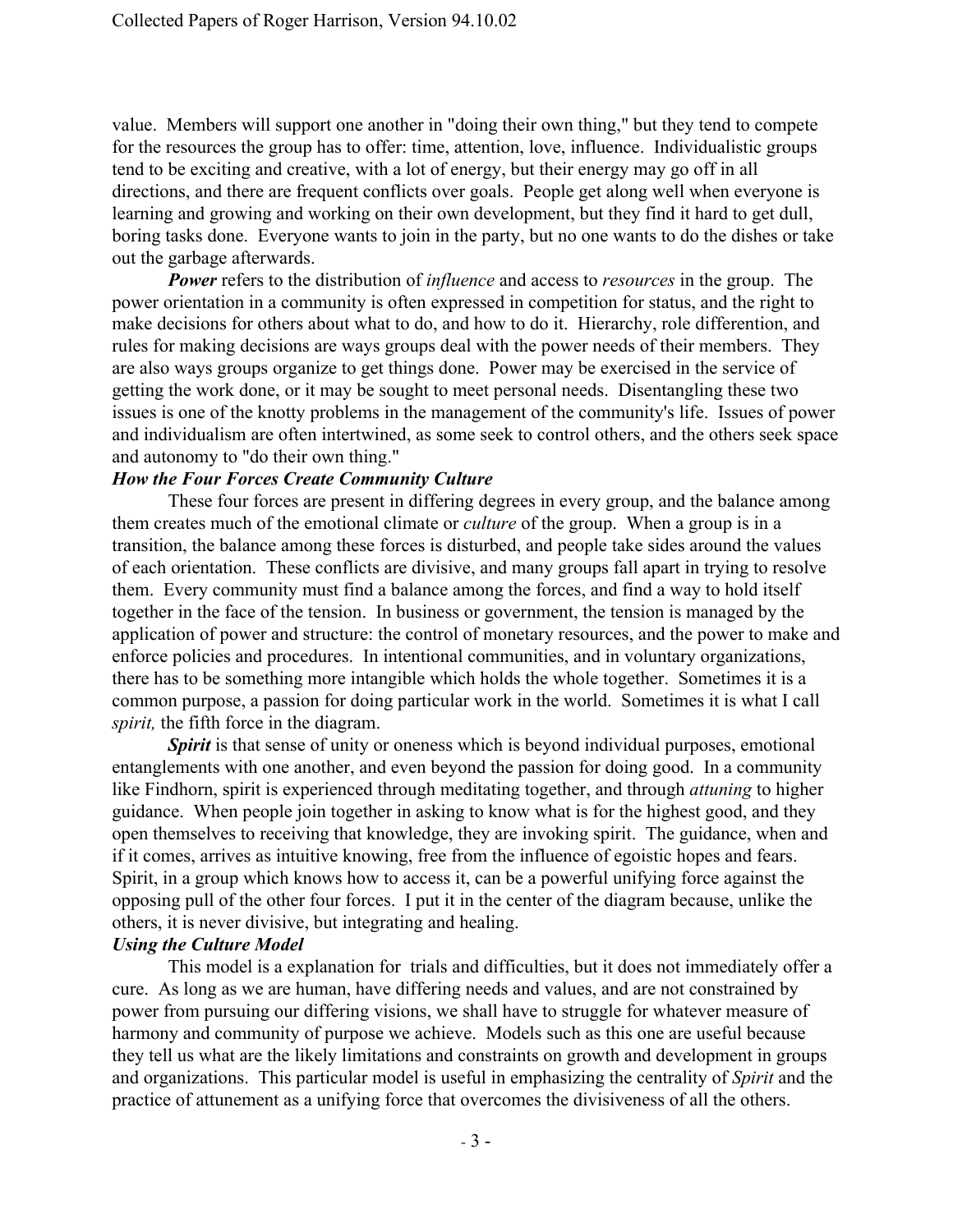value. Members will support one another in "doing their own thing," but they tend to compete for the resources the group has to offer: time, attention, love, influence. Individualistic groups tend to be exciting and creative, with a lot of energy, but their energy may go off in all directions, and there are frequent conflicts over goals. People get along well when everyone is learning and growing and working on their own development, but they find it hard to get dull, boring tasks done. Everyone wants to join in the party, but no one wants to do the dishes or take out the garbage afterwards.

***Power*** refers to the distribution of *influence* and access to *resources* in the group. The power orientation in a community is often expressed in competition for status, and the right to make decisions for others about what to do, and how to do it. Hierarchy, role differention, and rules for making decisions are ways groups deal with the power needs of their members. They are also ways groups organize to get things done. Power may be exercised in the service of getting the work done, or it may be sought to meet personal needs. Disentangling these two issues is one of the knotty problems in the management of the community's life. Issues of power and individualism are often intertwined, as some seek to control others, and the others seek space and autonomy to "do their own thing."

### *How the Four Forces Create Community Culture*

These four forces are present in differing degrees in every group, and the balance among them creates much of the emotional climate or *culture* of the group. When a group is in a transition, the balance among these forces is disturbed, and people take sides around the values of each orientation. These conflicts are divisive, and many groups fall apart in trying to resolve them. Every community must find a balance among the forces, and find a way to hold itself together in the face of the tension. In business or government, the tension is managed by the application of power and structure: the control of monetary resources, and the power to make and enforce policies and procedures. In intentional communities, and in voluntary organizations, there has to be something more intangible which holds the whole together. Sometimes it is a common purpose, a passion for doing particular work in the world. Sometimes it is what I call *spirit,* the fifth force in the diagram.

***Spirit*** is that sense of unity or oneness which is beyond individual purposes, emotional entanglements with one another, and even beyond the passion for doing good. In a community like Findhorn, spirit is experienced through meditating together, and through *attuning* to higher guidance. When people join together in asking to know what is for the highest good, and they open themselves to receiving that knowledge, they are invoking spirit. The guidance, when and if it comes, arrives as intuitive knowing, free from the influence of egoistic hopes and fears. Spirit, in a group which knows how to access it, can be a powerful unifying force against the opposing pull of the other four forces. I put it in the center of the diagram because, unlike the others, it is never divisive, but integrating and healing.

### *Using the Culture Model*

This model is a explanation for trials and difficulties, but it does not immediately offer a cure. As long as we are human, have differing needs and values, and are not constrained by power from pursuing our differing visions, we shall have to struggle for whatever measure of harmony and community of purpose we achieve. Models such as this one are useful because they tell us what are the likely limitations and constraints on growth and development in groups and organizations. This particular model is useful in emphasizing the centrality of *Spirit* and the practice of attunement as a unifying force that overcomes the divisiveness of all the others.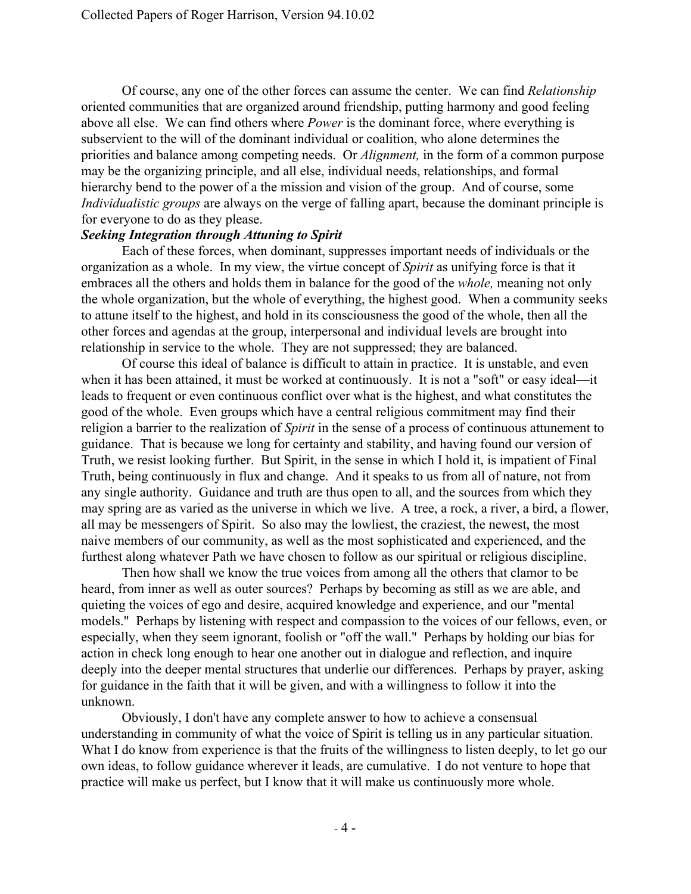Of course, any one of the other forces can assume the center. We can find *Relationship* oriented communities that are organized around friendship, putting harmony and good feeling above all else. We can find others where *Power* is the dominant force, where everything is subservient to the will of the dominant individual or coalition, who alone determines the priorities and balance among competing needs. Or *Alignment,* in the form of a common purpose may be the organizing principle, and all else, individual needs, relationships, and formal hierarchy bend to the power of a the mission and vision of the group. And of course, some *Individualistic groups* are always on the verge of falling apart, because the dominant principle is for everyone to do as they please.

***Seeking Integration through Attuning to Spirit***

Each of these forces, when dominant, suppresses important needs of individuals or the organization as a whole. In my view, the virtue concept of *Spirit* as unifying force is that it embraces all the others and holds them in balance for the good of the *whole,* meaning not only the whole organization, but the whole of everything, the highest good. When a community seeks to attune itself to the highest, and hold in its consciousness the good of the whole, then all the other forces and agendas at the group, interpersonal and individual levels are brought into relationship in service to the whole. They are not suppressed; they are balanced.

Of course this ideal of balance is difficult to attain in practice. It is unstable, and even when it has been attained, it must be worked at continuously. It is not a "soft" or easy ideal—it leads to frequent or even continuous conflict over what is the highest, and what constitutes the good of the whole. Even groups which have a central religious commitment may find their religion a barrier to the realization of *Spirit* in the sense of a process of continuous attunement to guidance. That is because we long for certainty and stability, and having found our version of Truth, we resist looking further. But Spirit, in the sense in which I hold it, is impatient of Final Truth, being continuously in flux and change. And it speaks to us from all of nature, not from any single authority. Guidance and truth are thus open to all, and the sources from which they may spring are as varied as the universe in which we live. A tree, a rock, a river, a bird, a flower, all may be messengers of Spirit. So also may the lowliest, the craziest, the newest, the most naive members of our community, as well as the most sophisticated and experienced, and the furthest along whatever Path we have chosen to follow as our spiritual or religious discipline.

Then how shall we know the true voices from among all the others that clamor to be heard, from inner as well as outer sources? Perhaps by becoming as still as we are able, and quieting the voices of ego and desire, acquired knowledge and experience, and our "mental models." Perhaps by listening with respect and compassion to the voices of our fellows, even, or especially, when they seem ignorant, foolish or "off the wall." Perhaps by holding our bias for action in check long enough to hear one another out in dialogue and reflection, and inquire deeply into the deeper mental structures that underlie our differences. Perhaps by prayer, asking for guidance in the faith that it will be given, and with a willingness to follow it into the unknown.

Obviously, I don't have any complete answer to how to achieve a consensual understanding in community of what the voice of Spirit is telling us in any particular situation. What I do know from experience is that the fruits of the willingness to listen deeply, to let go our own ideas, to follow guidance wherever it leads, are cumulative. I do not venture to hope that practice will make us perfect, but I know that it will make us continuously more whole.